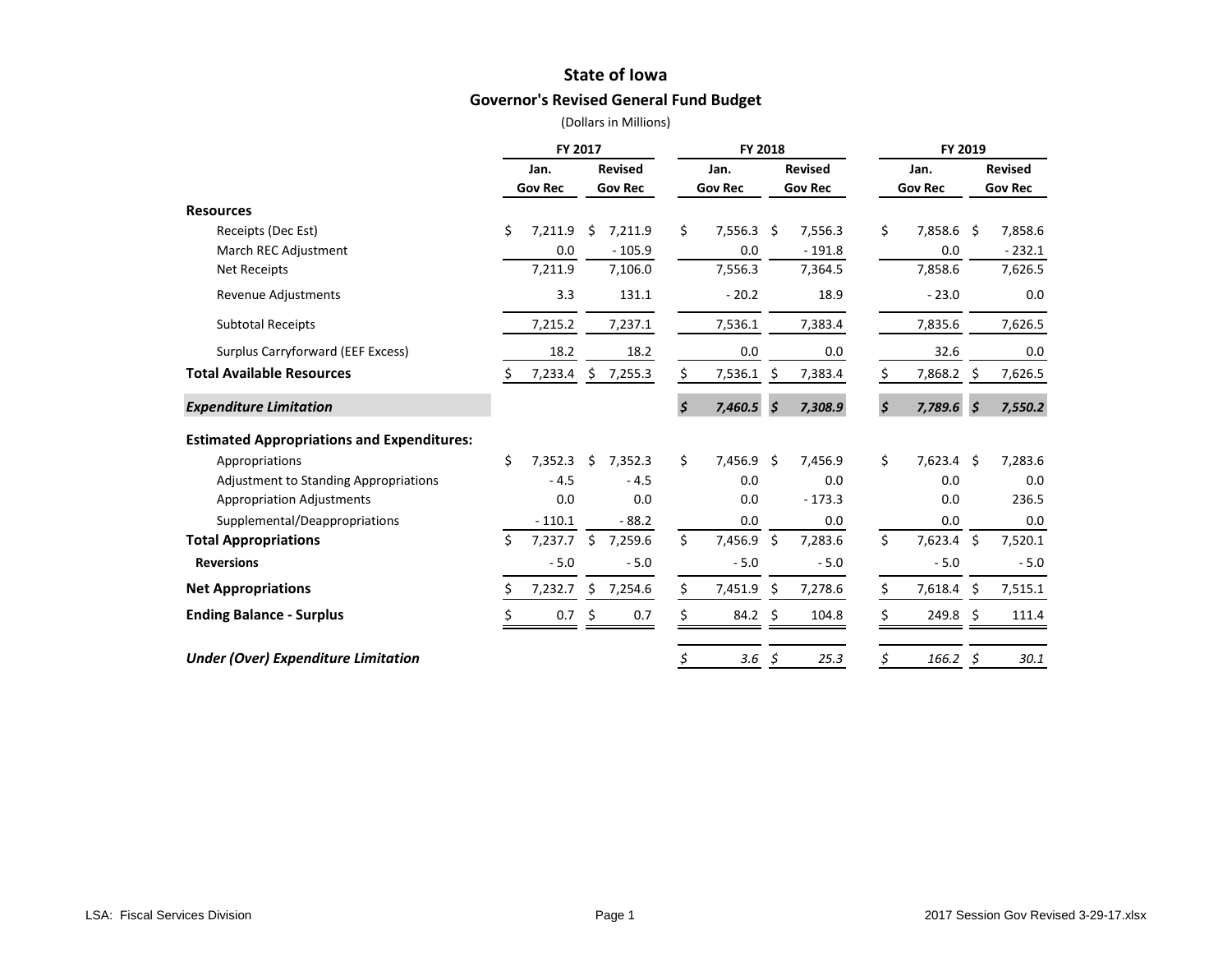# State of Iowa

## Governor's Revised General Fund Budget

(Dollars in Millions)

| | FY 2017 | | FY 2018 | | FY 2019 | |
|---|---|---|---|---|---|---|
| | Jan. Gov Rec | Revised Gov Rec | Jan. Gov Rec | Revised Gov Rec | Jan. Gov Rec | Revised Gov Rec |
| **Resources** | | | | | | |
| Receipts (Dec Est) | $ 7,211.9 | $ 7,211.9 | $ 7,556.3 | $ 7,556.3 | $ 7,858.6 | $ 7,858.6 |
| March REC Adjustment | 0.0 | - 105.9 | 0.0 | - 191.8 | 0.0 | - 232.1 |
| Net Receipts | 7,211.9 | 7,106.0 | 7,556.3 | 7,364.5 | 7,858.6 | 7,626.5 |
| Revenue Adjustments | 3.3 | 131.1 | - 20.2 | 18.9 | - 23.0 | 0.0 |
| Subtotal Receipts | 7,215.2 | 7,237.1 | 7,536.1 | 7,383.4 | 7,835.6 | 7,626.5 |
| Surplus Carryforward (EEF Excess) | 18.2 | 18.2 | 0.0 | 0.0 | 32.6 | 0.0 |
| **Total Available Resources** | $ 7,233.4 | $ 7,255.3 | $ 7,536.1 | $ 7,383.4 | $ 7,868.2 | $ 7,626.5 |
| ***Expenditure Limitation*** | | | *$ 7,460.5* | *$ 7,308.9* | *$ 7,789.6* | *$ 7,550.2* |
| **Estimated Appropriations and Expenditures:** | | | | | | |
| Appropriations | $ 7,352.3 | $ 7,352.3 | $ 7,456.9 | $ 7,456.9 | $ 7,623.4 | $ 7,283.6 |
| Adjustment to Standing Appropriations | - 4.5 | - 4.5 | 0.0 | 0.0 | 0.0 | 0.0 |
| Appropriation Adjustments | 0.0 | 0.0 | 0.0 | - 173.3 | 0.0 | 236.5 |
| Supplemental/Deappropriations | - 110.1 | - 88.2 | 0.0 | 0.0 | 0.0 | 0.0 |
| **Total Appropriations** | $ 7,237.7 | $ 7,259.6 | $ 7,456.9 | $ 7,283.6 | $ 7,623.4 | $ 7,520.1 |
| **Reversions** | - 5.0 | - 5.0 | - 5.0 | - 5.0 | - 5.0 | - 5.0 |
| **Net Appropriations** | $ 7,232.7 | $ 7,254.6 | $ 7,451.9 | $ 7,278.6 | $ 7,618.4 | $ 7,515.1 |
| **Ending Balance - Surplus** | $ 0.7 | $ 0.7 | $ 84.2 | $ 104.8 | $ 249.8 | $ 111.4 |
| ***Under (Over) Expenditure Limitation*** | | | *$ 3.6* | *$ 25.3* | *$ 166.2* | *$ 30.1* |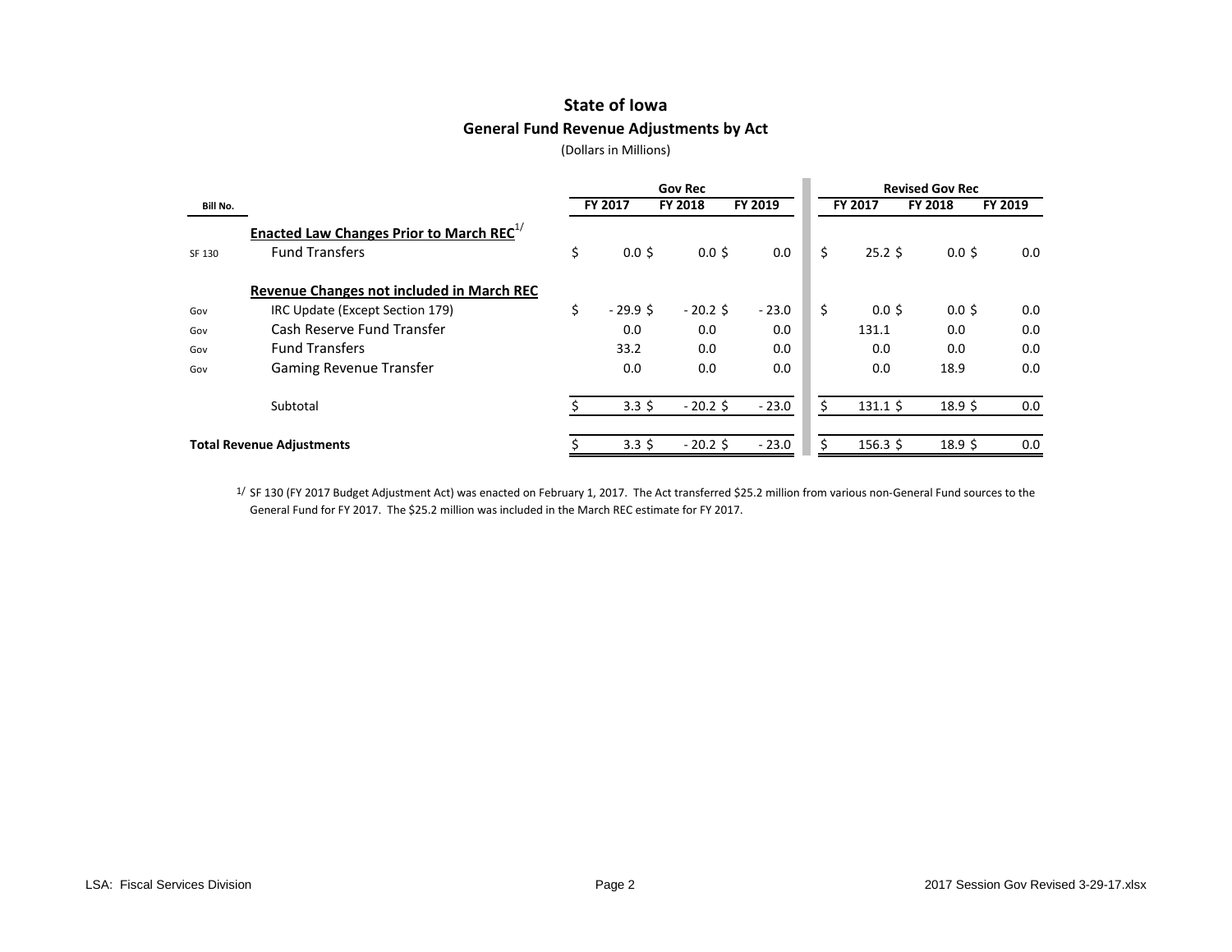# State of Iowa

## General Fund Revenue Adjustments by Act

(Dollars in Millions)

| Bill No. | | Gov Rec FY 2017 | Gov Rec FY 2018 | Gov Rec FY 2019 | Revised Gov Rec FY 2017 | Revised Gov Rec FY 2018 | Revised Gov Rec FY 2019 |
|---|---|---|---|---|---|---|---|
| | **Enacted Law Changes Prior to March REC**[1/] | | | | | | |
| SF 130 | Fund Transfers | $ 0.0 | $ 0.0 | $ 0.0 | $ 25.2 | $ 0.0 | $ 0.0 |
| | **Revenue Changes not included in March REC** | | | | | | |
| Gov | IRC Update (Except Section 179) | $ - 29.9 | $ - 20.2 | $ - 23.0 | $ 0.0 | $ 0.0 | $ 0.0 |
| Gov | Cash Reserve Fund Transfer | 0.0 | 0.0 | 0.0 | 131.1 | 0.0 | 0.0 |
| Gov | Fund Transfers | 33.2 | 0.0 | 0.0 | 0.0 | 0.0 | 0.0 |
| Gov | Gaming Revenue Transfer | 0.0 | 0.0 | 0.0 | 0.0 | 18.9 | 0.0 |
| | Subtotal | $ 3.3 | $ - 20.2 | $ - 23.0 | $ 131.1 | $ 18.9 | $ 0.0 |
| | **Total Revenue Adjustments** | $ 3.3 | $ - 20.2 | $ - 23.0 | $ 156.3 | $ 18.9 | $ 0.0 |

[1/] SF 130 (FY 2017 Budget Adjustment Act) was enacted on February 1, 2017. The Act transferred $25.2 million from various non-General Fund sources to the General Fund for FY 2017. The $25.2 million was included in the March REC estimate for FY 2017.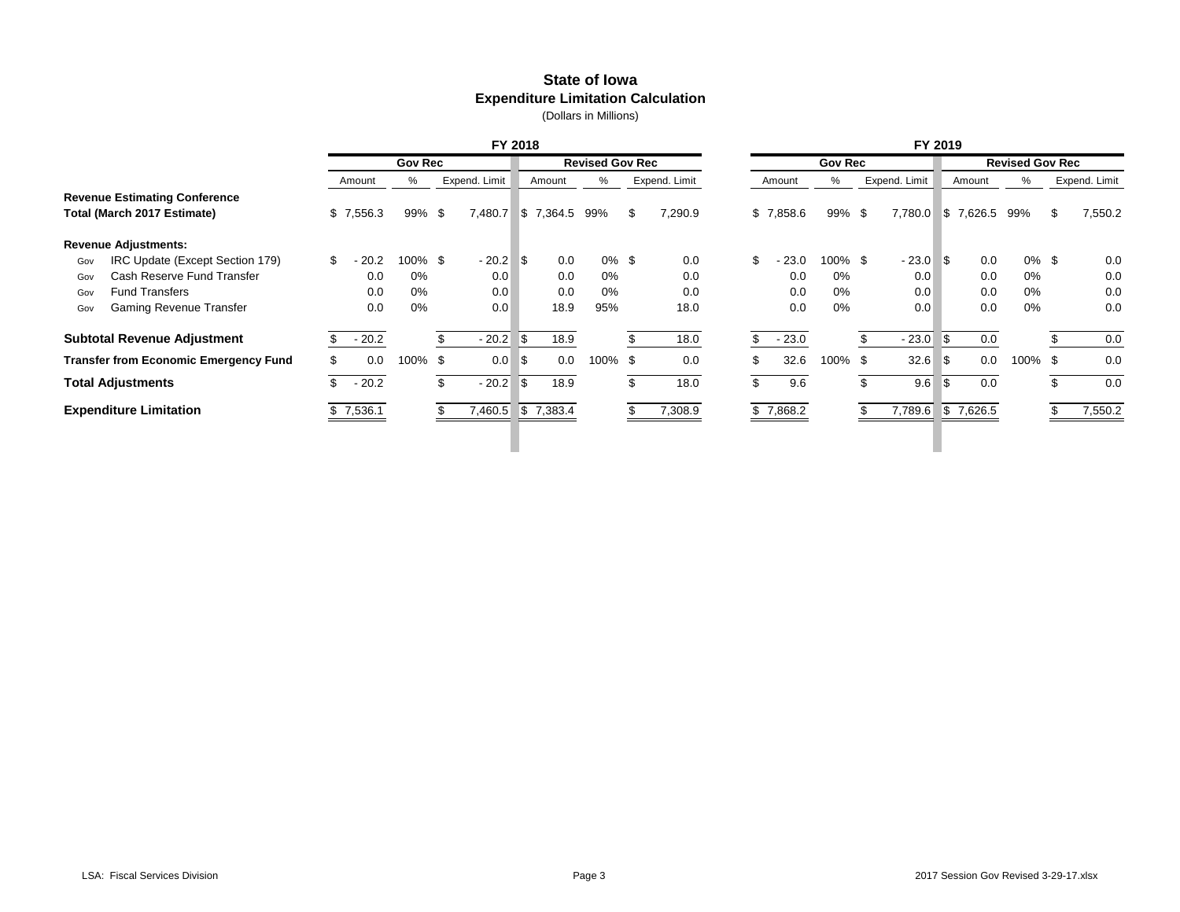# State of Iowa
## Expenditure Limitation Calculation
(Dollars in Millions)

| | FY 2018 | | | | | | FY 2019 | | | | | |
|---|---|---|---|---|---|---|---|---|---|---|---|---|
| | Gov Rec | | | Revised Gov Rec | | | Gov Rec | | | Revised Gov Rec | | |
| | Amount | % | Expend. Limit | Amount | % | Expend. Limit | Amount | % | Expend. Limit | Amount | % | Expend. Limit |
| **Revenue Estimating Conference Total (March 2017 Estimate)** | $ 7,556.3 | 99% | $ 7,480.7 | $ 7,364.5 | 99% | $ 7,290.9 | $ 7,858.6 | 99% | $ 7,780.0 | $ 7,626.5 | 99% | $ 7,550.2 |
| **Revenue Adjustments:** | | | | | | | | | | | | |
| Gov IRC Update (Except Section 179) | $ - 20.2 | 100% | $ - 20.2 | $ 0.0 | 0% | $ 0.0 | $ - 23.0 | 100% | $ - 23.0 | $ 0.0 | 0% | $ 0.0 |
| Gov Cash Reserve Fund Transfer | 0.0 | 0% | 0.0 | 0.0 | 0% | 0.0 | 0.0 | 0% | 0.0 | 0.0 | 0% | 0.0 |
| Gov Fund Transfers | 0.0 | 0% | 0.0 | 0.0 | 0% | 0.0 | 0.0 | 0% | 0.0 | 0.0 | 0% | 0.0 |
| Gov Gaming Revenue Transfer | 0.0 | 0% | 0.0 | 18.9 | 95% | 18.0 | 0.0 | 0% | 0.0 | 0.0 | 0% | 0.0 |
| **Subtotal Revenue Adjustment** | $ - 20.2 | | $ - 20.2 | $ 18.9 | | $ 18.0 | $ - 23.0 | | $ - 23.0 | $ 0.0 | | $ 0.0 |
| **Transfer from Economic Emergency Fund** | $ 0.0 | 100% | $ 0.0 | $ 0.0 | 100% | $ 0.0 | $ 32.6 | 100% | $ 32.6 | $ 0.0 | 100% | $ 0.0 |
| **Total Adjustments** | $ - 20.2 | | $ - 20.2 | $ 18.9 | | $ 18.0 | $ 9.6 | | $ 9.6 | $ 0.0 | | $ 0.0 |
| **Expenditure Limitation** | $ 7,536.1 | | $ 7,460.5 | $ 7,383.4 | | $ 7,308.9 | $ 7,868.2 | | $ 7,789.6 | $ 7,626.5 | | $ 7,550.2 |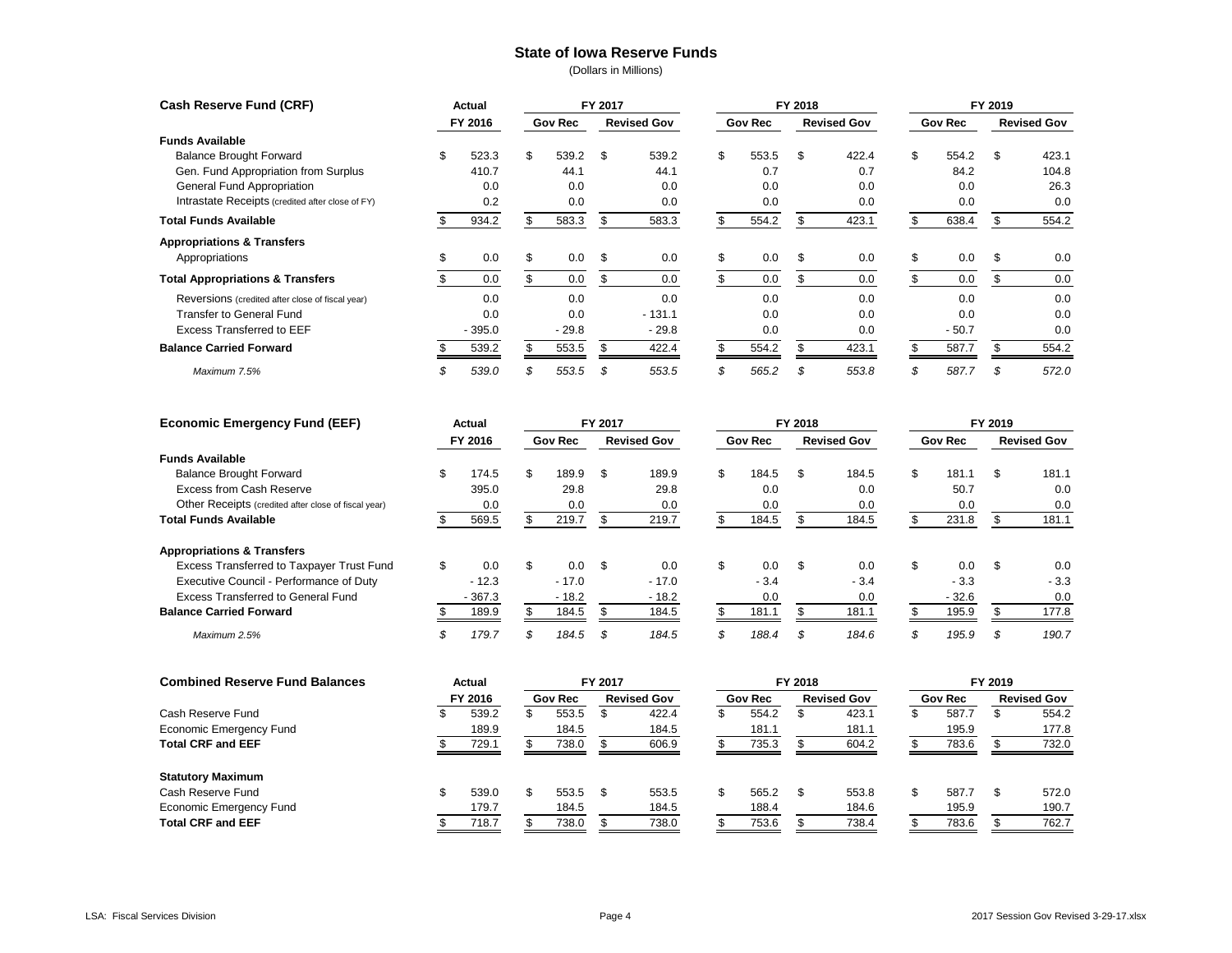# State of Iowa Reserve Funds

(Dollars in Millions)

| Cash Reserve Fund (CRF) | Actual FY 2016 | FY 2017 Gov Rec | FY 2017 Revised Gov | FY 2018 Gov Rec | FY 2018 Revised Gov | FY 2019 Gov Rec | FY 2019 Revised Gov |
|---|---|---|---|---|---|---|---|
| **Funds Available** | | | | | | | |
| Balance Brought Forward | $ 523.3 | $ 539.2 | $ 539.2 | $ 553.5 | $ 422.4 | $ 554.2 | $ 423.1 |
| Gen. Fund Appropriation from Surplus | 410.7 | 44.1 | 44.1 | 0.7 | 0.7 | 84.2 | 104.8 |
| General Fund Appropriation | 0.0 | 0.0 | 0.0 | 0.0 | 0.0 | 0.0 | 26.3 |
| Intrastate Receipts (credited after close of FY) | 0.2 | 0.0 | 0.0 | 0.0 | 0.0 | 0.0 | 0.0 |
| **Total Funds Available** | $ 934.2 | $ 583.3 | $ 583.3 | $ 554.2 | $ 423.1 | $ 638.4 | $ 554.2 |
| **Appropriations & Transfers** | | | | | | | |
| Appropriations | $ 0.0 | $ 0.0 | $ 0.0 | $ 0.0 | $ 0.0 | $ 0.0 | $ 0.0 |
| **Total Appropriations & Transfers** | $ 0.0 | $ 0.0 | $ 0.0 | $ 0.0 | $ 0.0 | $ 0.0 | $ 0.0 |
| Reversions (credited after close of fiscal year) | 0.0 | 0.0 | 0.0 | 0.0 | 0.0 | 0.0 | 0.0 |
| Transfer to General Fund | 0.0 | 0.0 | - 131.1 | 0.0 | 0.0 | 0.0 | 0.0 |
| Excess Transferred to EEF | - 395.0 | - 29.8 | - 29.8 | 0.0 | 0.0 | - 50.7 | 0.0 |
| **Balance Carried Forward** | $ 539.2 | $ 553.5 | $ 422.4 | $ 554.2 | $ 423.1 | $ 587.7 | $ 554.2 |
| *Maximum 7.5%* | *$ 539.0* | *$ 553.5* | *$ 553.5* | *$ 565.2* | *$ 553.8* | *$ 587.7* | *$ 572.0* |

| Economic Emergency Fund (EEF) | Actual FY 2016 | FY 2017 Gov Rec | FY 2017 Revised Gov | FY 2018 Gov Rec | FY 2018 Revised Gov | FY 2019 Gov Rec | FY 2019 Revised Gov |
|---|---|---|---|---|---|---|---|
| **Funds Available** | | | | | | | |
| Balance Brought Forward | $ 174.5 | $ 189.9 | $ 189.9 | $ 184.5 | $ 184.5 | $ 181.1 | $ 181.1 |
| Excess from Cash Reserve | 395.0 | 29.8 | 29.8 | 0.0 | 0.0 | 50.7 | 0.0 |
| Other Receipts (credited after close of fiscal year) | 0.0 | 0.0 | 0.0 | 0.0 | 0.0 | 0.0 | 0.0 |
| **Total Funds Available** | $ 569.5 | $ 219.7 | $ 219.7 | $ 184.5 | $ 184.5 | $ 231.8 | $ 181.1 |
| **Appropriations & Transfers** | | | | | | | |
| Excess Transferred to Taxpayer Trust Fund | $ 0.0 | $ 0.0 | $ 0.0 | $ 0.0 | $ 0.0 | $ 0.0 | $ 0.0 |
| Executive Council - Performance of Duty | - 12.3 | - 17.0 | - 17.0 | - 3.4 | - 3.4 | - 3.3 | - 3.3 |
| Excess Transferred to General Fund | - 367.3 | - 18.2 | - 18.2 | 0.0 | 0.0 | - 32.6 | 0.0 |
| **Balance Carried Forward** | $ 189.9 | $ 184.5 | $ 184.5 | $ 181.1 | $ 181.1 | $ 195.9 | $ 177.8 |
| *Maximum 2.5%* | *$ 179.7* | *$ 184.5* | *$ 184.5* | *$ 188.4* | *$ 184.6* | *$ 195.9* | *$ 190.7* |

| Combined Reserve Fund Balances | Actual FY 2016 | FY 2017 Gov Rec | FY 2017 Revised Gov | FY 2018 Gov Rec | FY 2018 Revised Gov | FY 2019 Gov Rec | FY 2019 Revised Gov |
|---|---|---|---|---|---|---|---|
| Cash Reserve Fund | $ 539.2 | $ 553.5 | $ 422.4 | $ 554.2 | $ 423.1 | $ 587.7 | $ 554.2 |
| Economic Emergency Fund | 189.9 | 184.5 | 184.5 | 181.1 | 181.1 | 195.9 | 177.8 |
| **Total CRF and EEF** | $ 729.1 | $ 738.0 | $ 606.9 | $ 735.3 | $ 604.2 | $ 783.6 | $ 732.0 |
| **Statutory Maximum** | | | | | | | |
| Cash Reserve Fund | $ 539.0 | $ 553.5 | $ 553.5 | $ 565.2 | $ 553.8 | $ 587.7 | $ 572.0 |
| Economic Emergency Fund | 179.7 | 184.5 | 184.5 | 188.4 | 184.6 | 195.9 | 190.7 |
| **Total CRF and EEF** | $ 718.7 | $ 738.0 | $ 738.0 | $ 753.6 | $ 738.4 | $ 783.6 | $ 762.7 |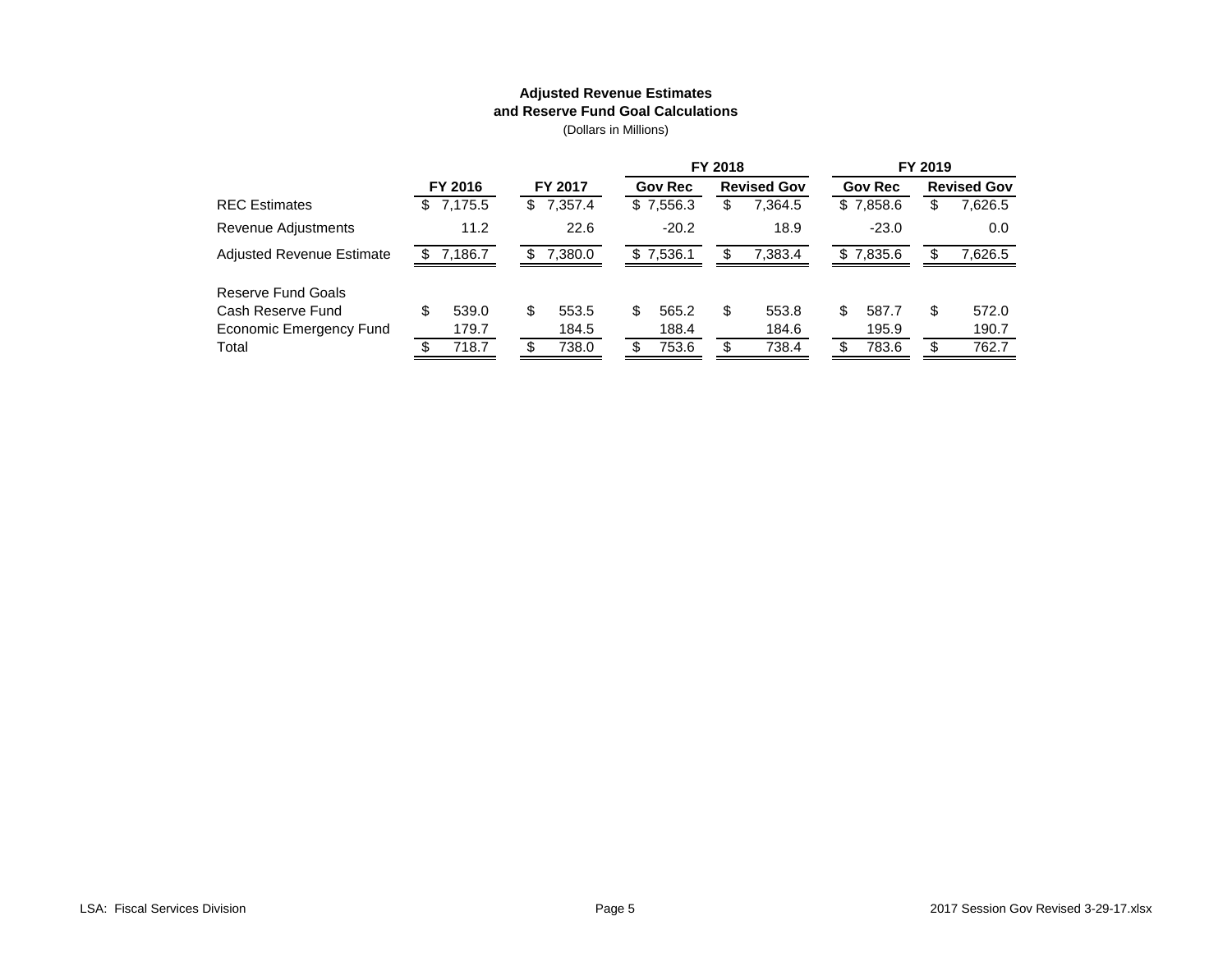**Adjusted Revenue Estimates**
**and Reserve Fund Goal Calculations**
(Dollars in Millions)

| | FY 2016 | FY 2017 | FY 2018 | | FY 2019 | |
|---|---|---|---|---|---|---|
| | | | Gov Rec | Revised Gov | Gov Rec | Revised Gov |
| REC Estimates | $ 7,175.5 | $ 7,357.4 | $ 7,556.3 | $ 7,364.5 | $ 7,858.6 | $ 7,626.5 |
| Revenue Adjustments | 11.2 | 22.6 | -20.2 | 18.9 | -23.0 | 0.0 |
| Adjusted Revenue Estimate | $ 7,186.7 | $ 7,380.0 | $ 7,536.1 | $ 7,383.4 | $ 7,835.6 | $ 7,626.5 |
| | | | | | | |
| Reserve Fund Goals | | | | | | |
| Cash Reserve Fund | $ 539.0 | $ 553.5 | $ 565.2 | $ 553.8 | $ 587.7 | $ 572.0 |
| Economic Emergency Fund | 179.7 | 184.5 | 188.4 | 184.6 | 195.9 | 190.7 |
| Total | $ 718.7 | $ 738.0 | $ 753.6 | $ 738.4 | $ 783.6 | $ 762.7 |

LSA: Fiscal Services Division

2017 Session Gov Revised 3-29-17.xlsx